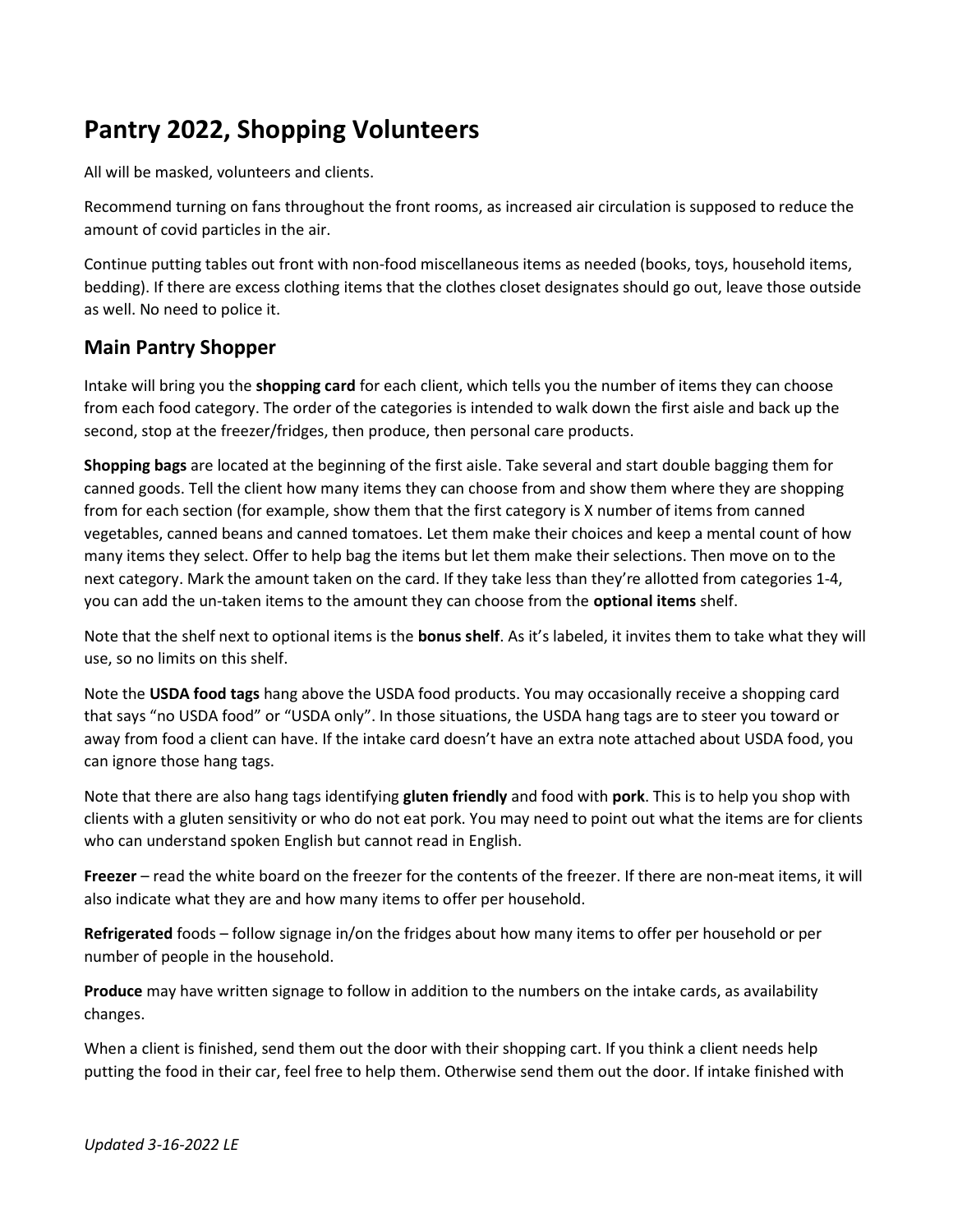# Pantry 2022, Shopping Volunteers

All will be masked, volunteers and clients.

Recommend turning on fans throughout the front rooms, as increased air circulation is supposed to reduce the amount of covid particles in the air.

Continue putting tables out front with non-food miscellaneous items as needed (books, toys, household items, bedding). If there are excess clothing items that the clothes closet designates should go out, leave those outside as well. No need to police it.

## Main Pantry Shopper

Intake will bring you the **shopping card** for each client, which tells you the number of items they can choose from each food category. The order of the categories is intended to walk down the first aisle and back up the second, stop at the freezer/fridges, then produce, then personal care products.

**Shopping bags** are located at the beginning of the first aisle. Take several and start double bagging them for canned goods. Tell the client how many items they can choose from and show them where they are shopping from for each section (for example, show them that the first category is X number of items from canned vegetables, canned beans and canned tomatoes. Let them make their choices and keep a mental count of how many items they select. Offer to help bag the items but let them make their selections. Then move on to the next category. Mark the amount taken on the card. If they take less than they're allotted from categories 1-4, you can add the un-taken items to the amount they can choose from the **optional items** shelf.

Note that the shelf next to optional items is the **bonus shelf**. As it's labeled, it invites them to take what they will use, so no limits on this shelf.

Note the **USDA food tags** hang above the USDA food products. You may occasionally receive a shopping card that says "no USDA food" or "USDA only". In those situations, the USDA hang tags are to steer you toward or away from food a client can have. If the intake card doesn't have an extra note attached about USDA food, you can ignore those hang tags.

Note that there are also hang tags identifying **gluten friendly** and food with **pork**. This is to help you shop with clients with a gluten sensitivity or who do not eat pork. You may need to point out what the items are for clients who can understand spoken English but cannot read in English.

**Freezer** – read the white board on the freezer for the contents of the freezer. If there are non-meat items, it will also indicate what they are and how many items to offer per household.

**Refrigerated** foods – follow signage in/on the fridges about how many items to offer per household or per number of people in the household.

**Produce** may have written signage to follow in addition to the numbers on the intake cards, as availability changes.

When a client is finished, send them out the door with their shopping cart. If you think a client needs help putting the food in their car, feel free to help them. Otherwise send them out the door. If intake finished with

*Updated 3-16-2022 LE*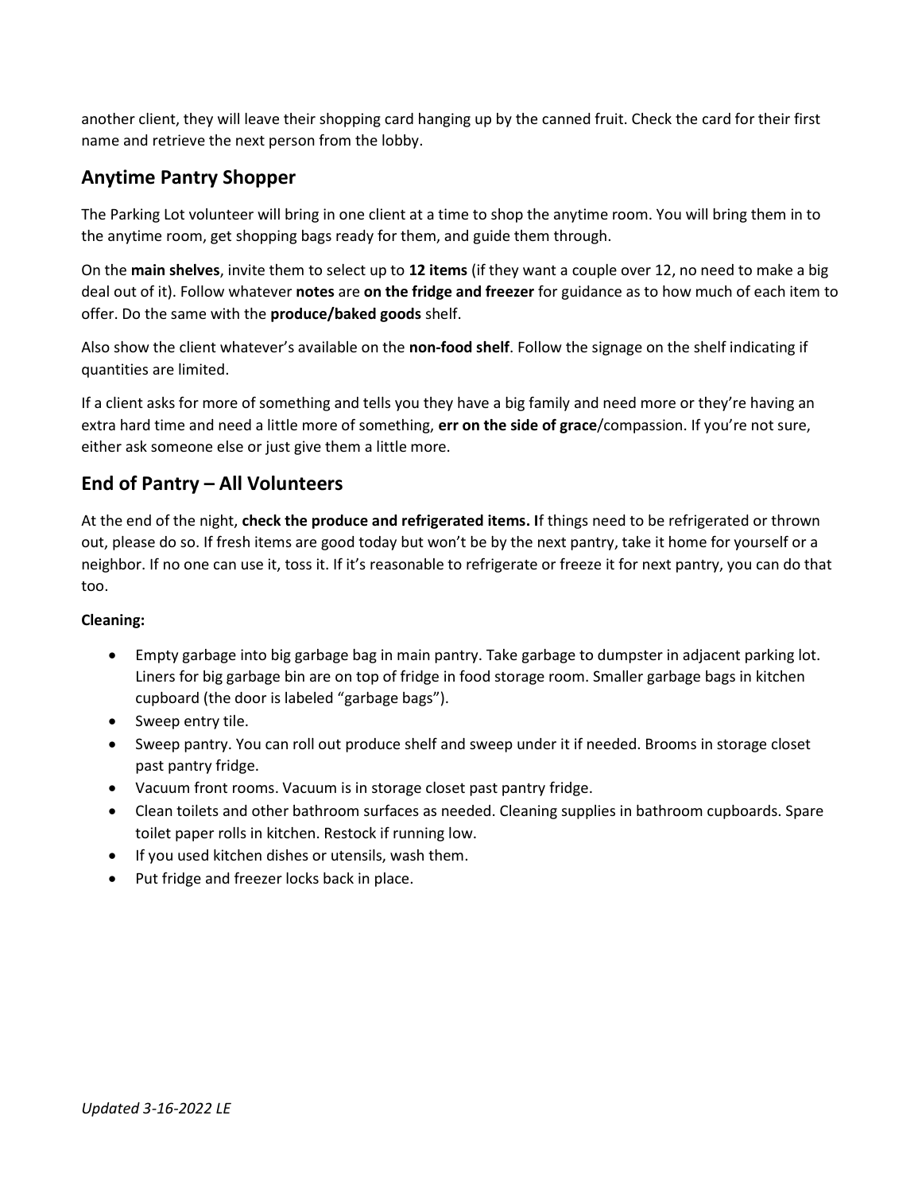another client, they will leave their shopping card hanging up by the canned fruit. Check the card for their first name and retrieve the next person from the lobby.

## Anytime Pantry Shopper

The Parking Lot volunteer will bring in one client at a time to shop the anytime room. You will bring them in to the anytime room, get shopping bags ready for them, and guide them through.

On the **main shelves**, invite them to select up to **12 items** (if they want a couple over 12, no need to make a big deal out of it). Follow whatever **notes** are **on the fridge and freezer** for guidance as to how much of each item to offer. Do the same with the **produce/baked goods** shelf.

Also show the client whatever's available on the **non-food shelf**. Follow the signage on the shelf indicating if quantities are limited.

If a client asks for more of something and tells you they have a big family and need more or they're having an extra hard time and need a little more of something, **err on the side of grace**/compassion. If you're not sure, either ask someone else or just give them a little more.

## End of Pantry – All Volunteers

At the end of the night, **check the produce and refrigerated items. I**f things need to be refrigerated or thrown out, please do so. If fresh items are good today but won't be by the next pantry, take it home for yourself or a neighbor. If no one can use it, toss it. If it's reasonable to refrigerate or freeze it for next pantry, you can do that too.

**Cleaning:**

- Empty garbage into big garbage bag in main pantry. Take garbage to dumpster in adjacent parking lot. Liners for big garbage bin are on top of fridge in food storage room. Smaller garbage bags in kitchen cupboard (the door is labeled "garbage bags").
- Sweep entry tile.
- Sweep pantry. You can roll out produce shelf and sweep under it if needed. Brooms in storage closet past pantry fridge.
- Vacuum front rooms. Vacuum is in storage closet past pantry fridge.
- Clean toilets and other bathroom surfaces as needed. Cleaning supplies in bathroom cupboards. Spare toilet paper rolls in kitchen. Restock if running low.
- If you used kitchen dishes or utensils, wash them.
- Put fridge and freezer locks back in place.

*Updated 3-16-2022 LE*